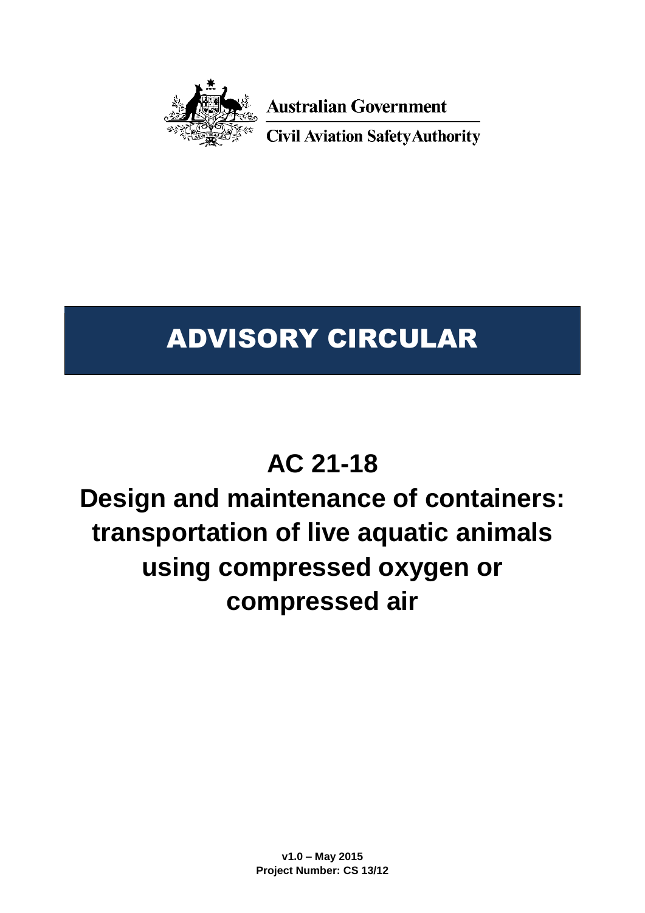Australian Government

Civil Aviation Safety Authority

# ADVISORY CIRCULAR

# AC 21-18

# Design and maintenance of containers: transportation of live aquatic animals using compressed oxygen or compressed air

**v1.0 – May 2015**
**Project Number: CS 13/12**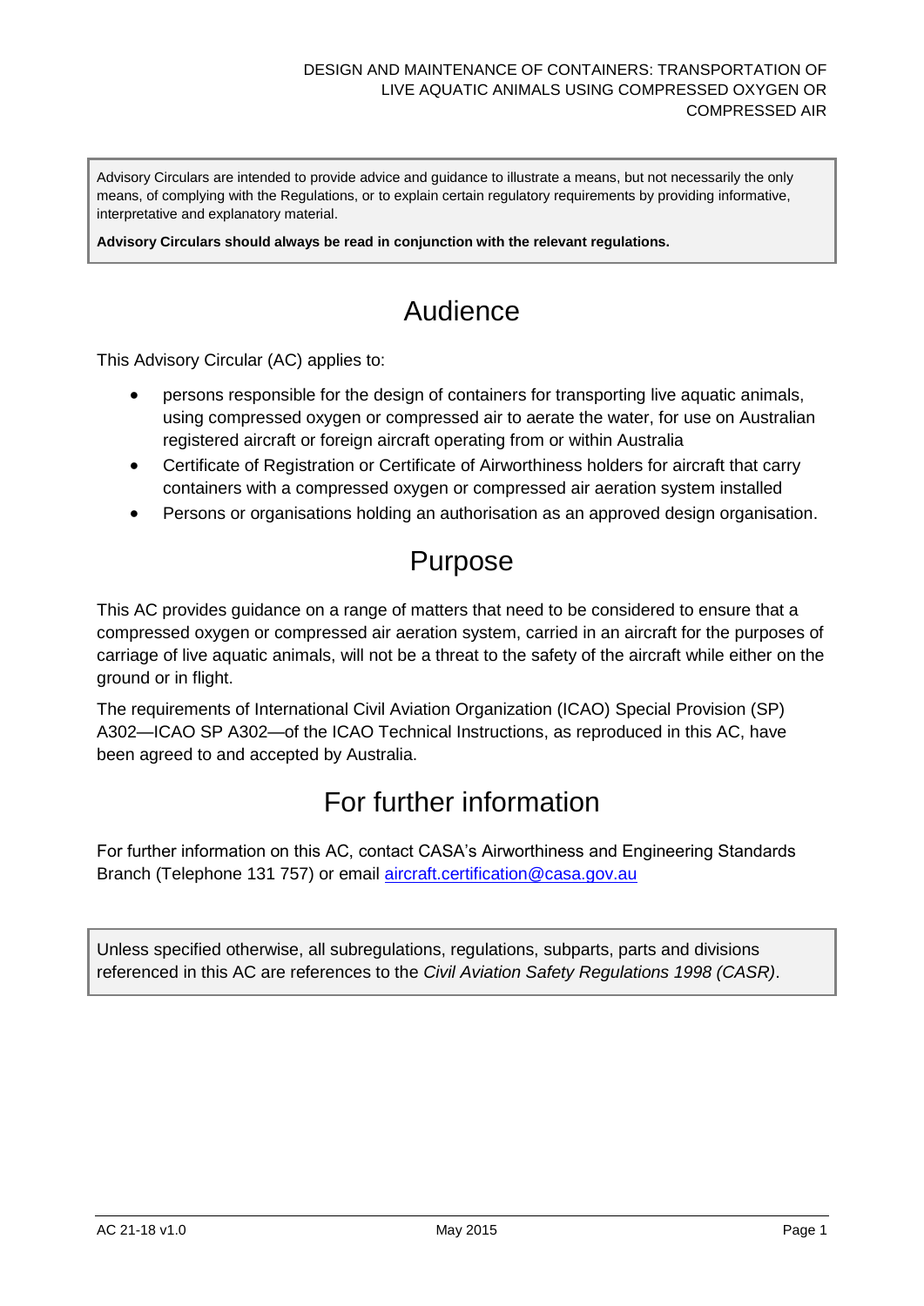# DESIGN AND MAINTENANCE OF CONTAINERS: TRANSPORTATION OF LIVE AQUATIC ANIMALS USING COMPRESSED OXYGEN OR COMPRESSED AIR

Advisory Circulars are intended to provide advice and guidance to illustrate a means, but not necessarily the only means, of complying with the Regulations, or to explain certain regulatory requirements by providing informative, interpretative and explanatory material.

**Advisory Circulars should always be read in conjunction with the relevant regulations.**

## Audience

This Advisory Circular (AC) applies to:

- persons responsible for the design of containers for transporting live aquatic animals, using compressed oxygen or compressed air to aerate the water, for use on Australian registered aircraft or foreign aircraft operating from or within Australia
- Certificate of Registration or Certificate of Airworthiness holders for aircraft that carry containers with a compressed oxygen or compressed air aeration system installed
- Persons or organisations holding an authorisation as an approved design organisation.

## Purpose

This AC provides guidance on a range of matters that need to be considered to ensure that a compressed oxygen or compressed air aeration system, carried in an aircraft for the purposes of carriage of live aquatic animals, will not be a threat to the safety of the aircraft while either on the ground or in flight.

The requirements of International Civil Aviation Organization (ICAO) Special Provision (SP) A302—ICAO SP A302—of the ICAO Technical Instructions, as reproduced in this AC, have been agreed to and accepted by Australia.

## For further information

For further information on this AC, contact CASA's Airworthiness and Engineering Standards Branch (Telephone 131 757) or email aircraft.certification@casa.gov.au

Unless specified otherwise, all subregulations, regulations, subparts, parts and divisions referenced in this AC are references to the *Civil Aviation Safety Regulations 1998 (CASR)*.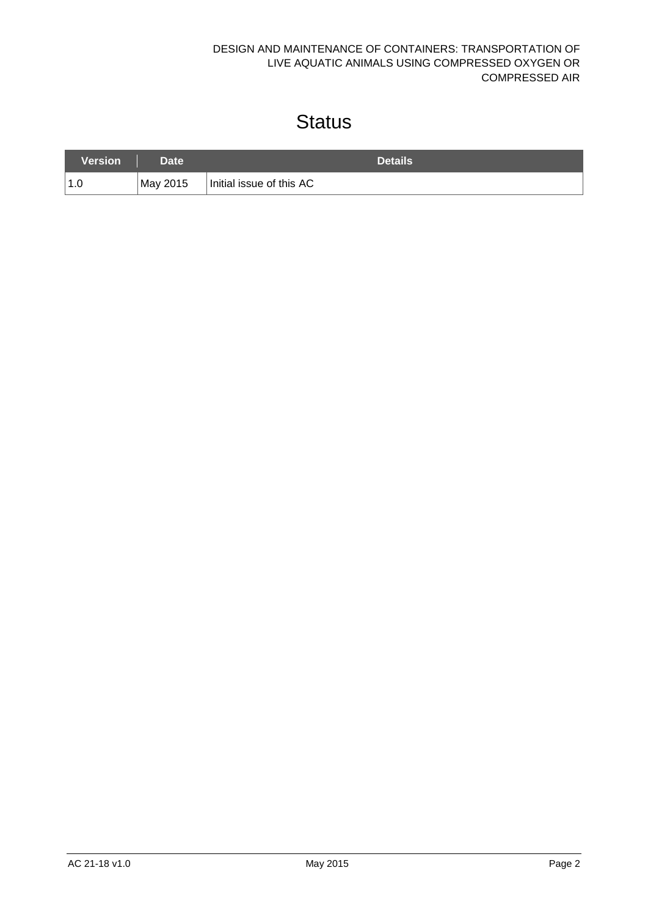# Status

| Version | Date | Details |
| --- | --- | --- |
| 1.0 | May 2015 | Initial issue of this AC |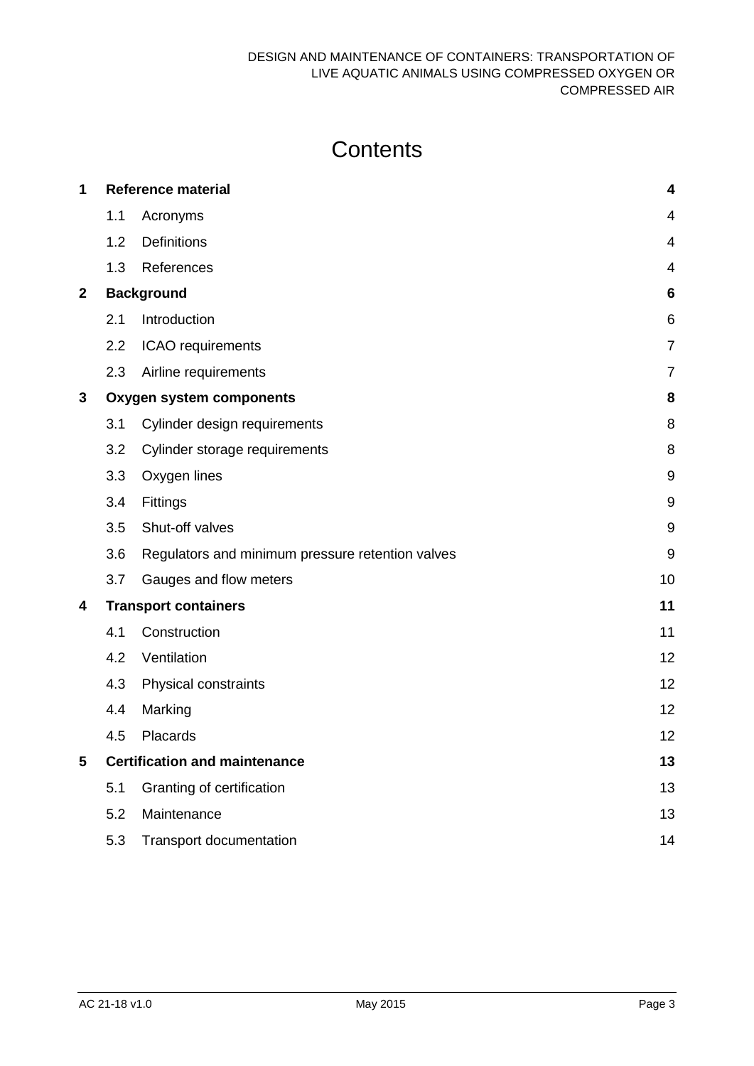# Contents

| | | | |
|---|---|---|---|
| **1** | **Reference material** | | **4** |
| | 1.1 | Acronyms | 4 |
| | 1.2 | Definitions | 4 |
| | 1.3 | References | 4 |
| **2** | **Background** | | **6** |
| | 2.1 | Introduction | 6 |
| | 2.2 | ICAO requirements | 7 |
| | 2.3 | Airline requirements | 7 |
| **3** | **Oxygen system components** | | **8** |
| | 3.1 | Cylinder design requirements | 8 |
| | 3.2 | Cylinder storage requirements | 8 |
| | 3.3 | Oxygen lines | 9 |
| | 3.4 | Fittings | 9 |
| | 3.5 | Shut-off valves | 9 |
| | 3.6 | Regulators and minimum pressure retention valves | 9 |
| | 3.7 | Gauges and flow meters | 10 |
| **4** | **Transport containers** | | **11** |
| | 4.1 | Construction | 11 |
| | 4.2 | Ventilation | 12 |
| | 4.3 | Physical constraints | 12 |
| | 4.4 | Marking | 12 |
| | 4.5 | Placards | 12 |
| **5** | **Certification and maintenance** | | **13** |
| | 5.1 | Granting of certification | 13 |
| | 5.2 | Maintenance | 13 |
| | 5.3 | Transport documentation | 14 |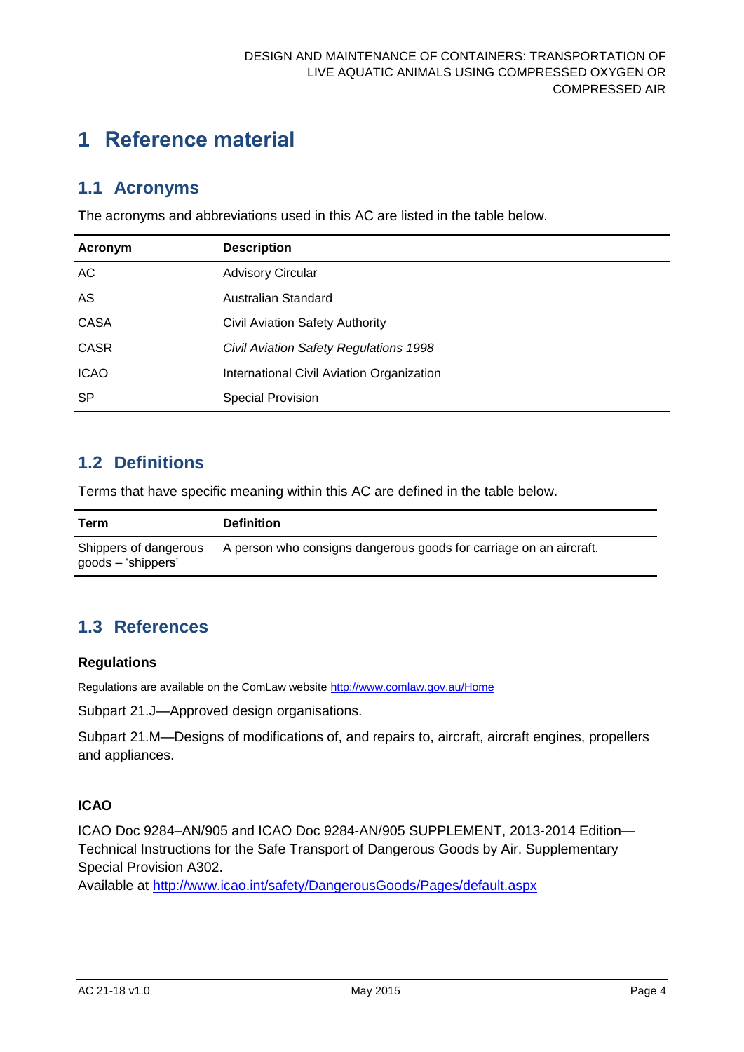# 1 Reference material

## 1.1 Acronyms

The acronyms and abbreviations used in this AC are listed in the table below.

| Acronym | Description |
|---|---|
| AC | Advisory Circular |
| AS | Australian Standard |
| CASA | Civil Aviation Safety Authority |
| CASR | *Civil Aviation Safety Regulations 1998* |
| ICAO | International Civil Aviation Organization |
| SP | Special Provision |

## 1.2 Definitions

Terms that have specific meaning within this AC are defined in the table below.

| Term | Definition |
|---|---|
| Shippers of dangerous goods – 'shippers' | A person who consigns dangerous goods for carriage on an aircraft. |

## 1.3 References

### Regulations

Regulations are available on the ComLaw website http://www.comlaw.gov.au/Home

Subpart 21.J—Approved design organisations.

Subpart 21.M—Designs of modifications of, and repairs to, aircraft, aircraft engines, propellers and appliances.

### ICAO

ICAO Doc 9284–AN/905 and ICAO Doc 9284-AN/905 SUPPLEMENT, 2013-2014 Edition—Technical Instructions for the Safe Transport of Dangerous Goods by Air. Supplementary Special Provision A302.
Available at http://www.icao.int/safety/DangerousGoods/Pages/default.aspx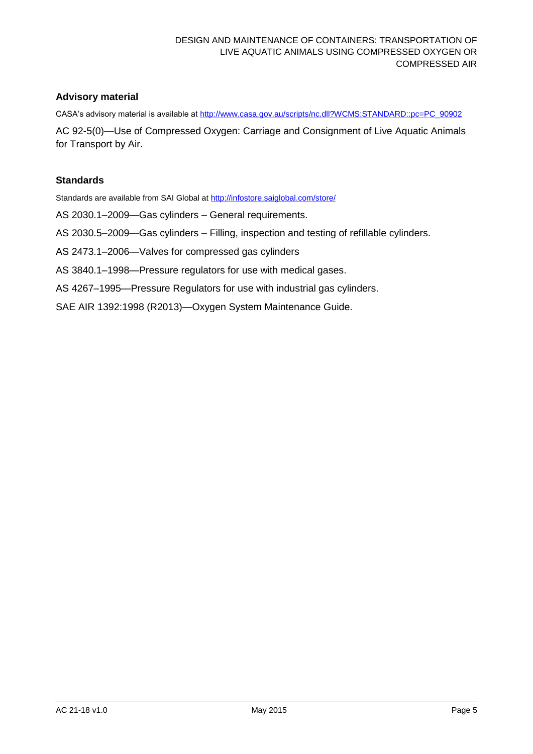### Advisory material

CASA's advisory material is available at [http://www.casa.gov.au/scripts/nc.dll?WCMS:STANDARD::pc=PC_90902](http://www.casa.gov.au/scripts/nc.dll?WCMS:STANDARD::pc=PC_90902)

AC 92-5(0)—Use of Compressed Oxygen: Carriage and Consignment of Live Aquatic Animals for Transport by Air.

### Standards

Standards are available from SAI Global at [http://infostore.saiglobal.com/store/](http://infostore.saiglobal.com/store/)

AS 2030.1–2009—Gas cylinders – General requirements.

AS 2030.5–2009—Gas cylinders – Filling, inspection and testing of refillable cylinders.

AS 2473.1–2006—Valves for compressed gas cylinders

AS 3840.1–1998—Pressure regulators for use with medical gases.

AS 4267–1995—Pressure Regulators for use with industrial gas cylinders.

SAE AIR 1392:1998 (R2013)—Oxygen System Maintenance Guide.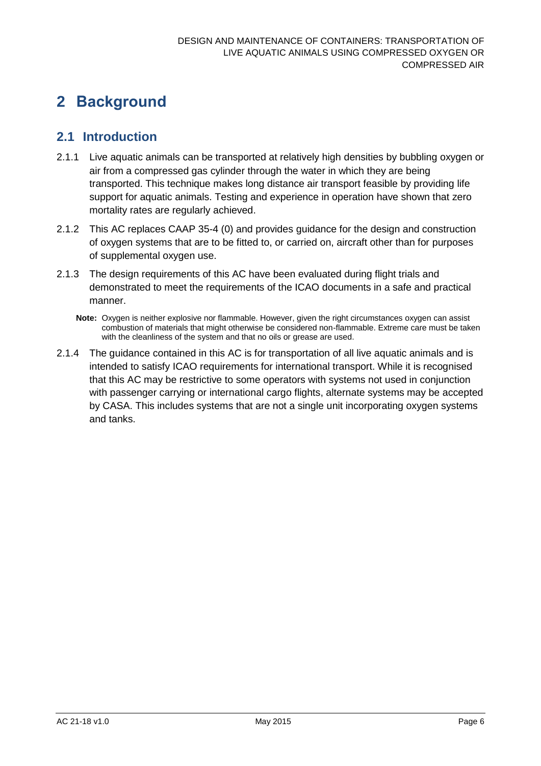# 2 Background

## 2.1 Introduction

2.1.1 Live aquatic animals can be transported at relatively high densities by bubbling oxygen or air from a compressed gas cylinder through the water in which they are being transported. This technique makes long distance air transport feasible by providing life support for aquatic animals. Testing and experience in operation have shown that zero mortality rates are regularly achieved.

2.1.2 This AC replaces CAAP 35-4 (0) and provides guidance for the design and construction of oxygen systems that are to be fitted to, or carried on, aircraft other than for purposes of supplemental oxygen use.

2.1.3 The design requirements of this AC have been evaluated during flight trials and demonstrated to meet the requirements of the ICAO documents in a safe and practical manner.

**Note:** Oxygen is neither explosive nor flammable. However, given the right circumstances oxygen can assist combustion of materials that might otherwise be considered non-flammable. Extreme care must be taken with the cleanliness of the system and that no oils or grease are used.

2.1.4 The guidance contained in this AC is for transportation of all live aquatic animals and is intended to satisfy ICAO requirements for international transport. While it is recognised that this AC may be restrictive to some operators with systems not used in conjunction with passenger carrying or international cargo flights, alternate systems may be accepted by CASA. This includes systems that are not a single unit incorporating oxygen systems and tanks.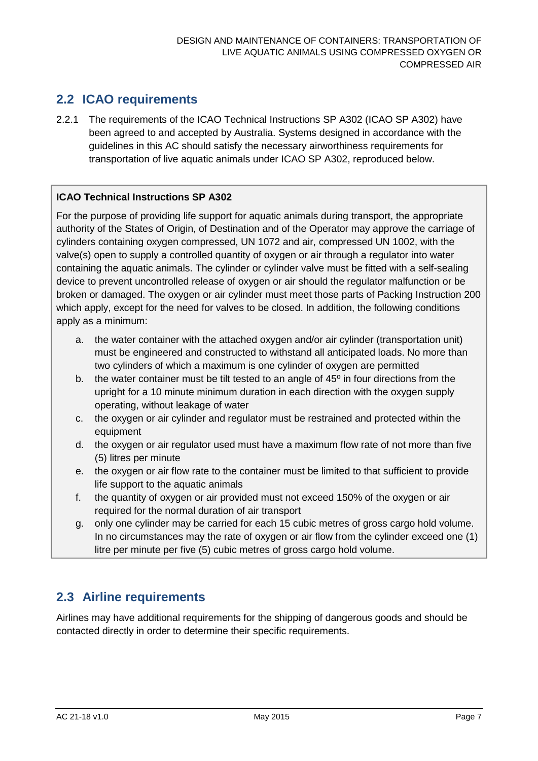## 2.2 ICAO requirements

2.2.1 The requirements of the ICAO Technical Instructions SP A302 (ICAO SP A302) have been agreed to and accepted by Australia. Systems designed in accordance with the guidelines in this AC should satisfy the necessary airworthiness requirements for transportation of live aquatic animals under ICAO SP A302, reproduced below.

> **ICAO Technical Instructions SP A302**
>
> For the purpose of providing life support for aquatic animals during transport, the appropriate authority of the States of Origin, of Destination and of the Operator may approve the carriage of cylinders containing oxygen compressed, UN 1072 and air, compressed UN 1002, with the valve(s) open to supply a controlled quantity of oxygen or air through a regulator into water containing the aquatic animals. The cylinder or cylinder valve must be fitted with a self-sealing device to prevent uncontrolled release of oxygen or air should the regulator malfunction or be broken or damaged. The oxygen or air cylinder must meet those parts of Packing Instruction 200 which apply, except for the need for valves to be closed. In addition, the following conditions apply as a minimum:
>
> a. the water container with the attached oxygen and/or air cylinder (transportation unit) must be engineered and constructed to withstand all anticipated loads. No more than two cylinders of which a maximum is one cylinder of oxygen are permitted
>
> b. the water container must be tilt tested to an angle of 45º in four directions from the upright for a 10 minute minimum duration in each direction with the oxygen supply operating, without leakage of water
>
> c. the oxygen or air cylinder and regulator must be restrained and protected within the equipment
>
> d. the oxygen or air regulator used must have a maximum flow rate of not more than five (5) litres per minute
>
> e. the oxygen or air flow rate to the container must be limited to that sufficient to provide life support to the aquatic animals
>
> f. the quantity of oxygen or air provided must not exceed 150% of the oxygen or air required for the normal duration of air transport
>
> g. only one cylinder may be carried for each 15 cubic metres of gross cargo hold volume. In no circumstances may the rate of oxygen or air flow from the cylinder exceed one (1) litre per minute per five (5) cubic metres of gross cargo hold volume.

## 2.3 Airline requirements

Airlines may have additional requirements for the shipping of dangerous goods and should be contacted directly in order to determine their specific requirements.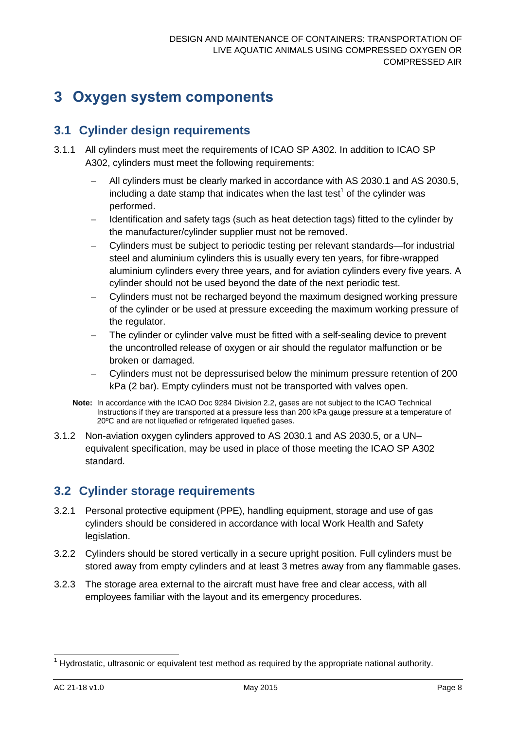# 3 Oxygen system components

## 3.1 Cylinder design requirements

3.1.1 All cylinders must meet the requirements of ICAO SP A302. In addition to ICAO SP A302, cylinders must meet the following requirements:

- All cylinders must be clearly marked in accordance with AS 2030.1 and AS 2030.5, including a date stamp that indicates when the last test[1] of the cylinder was performed.
- Identification and safety tags (such as heat detection tags) fitted to the cylinder by the manufacturer/cylinder supplier must not be removed.
- Cylinders must be subject to periodic testing per relevant standards—for industrial steel and aluminium cylinders this is usually every ten years, for fibre-wrapped aluminium cylinders every three years, and for aviation cylinders every five years. A cylinder should not be used beyond the date of the next periodic test.
- Cylinders must not be recharged beyond the maximum designed working pressure of the cylinder or be used at pressure exceeding the maximum working pressure of the regulator.
- The cylinder or cylinder valve must be fitted with a self-sealing device to prevent the uncontrolled release of oxygen or air should the regulator malfunction or be broken or damaged.
- Cylinders must not be depressurised below the minimum pressure retention of 200 kPa (2 bar). Empty cylinders must not be transported with valves open.

**Note:** In accordance with the ICAO Doc 9284 Division 2.2, gases are not subject to the ICAO Technical Instructions if they are transported at a pressure less than 200 kPa gauge pressure at a temperature of 20ºC and are not liquefied or refrigerated liquefied gases.

3.1.2 Non-aviation oxygen cylinders approved to AS 2030.1 and AS 2030.5, or a UN–equivalent specification, may be used in place of those meeting the ICAO SP A302 standard.

## 3.2 Cylinder storage requirements

3.2.1 Personal protective equipment (PPE), handling equipment, storage and use of gas cylinders should be considered in accordance with local Work Health and Safety legislation.

3.2.2 Cylinders should be stored vertically in a secure upright position. Full cylinders must be stored away from empty cylinders and at least 3 metres away from any flammable gases.

3.2.3 The storage area external to the aircraft must have free and clear access, with all employees familiar with the layout and its emergency procedures.

---

[1] Hydrostatic, ultrasonic or equivalent test method as required by the appropriate national authority.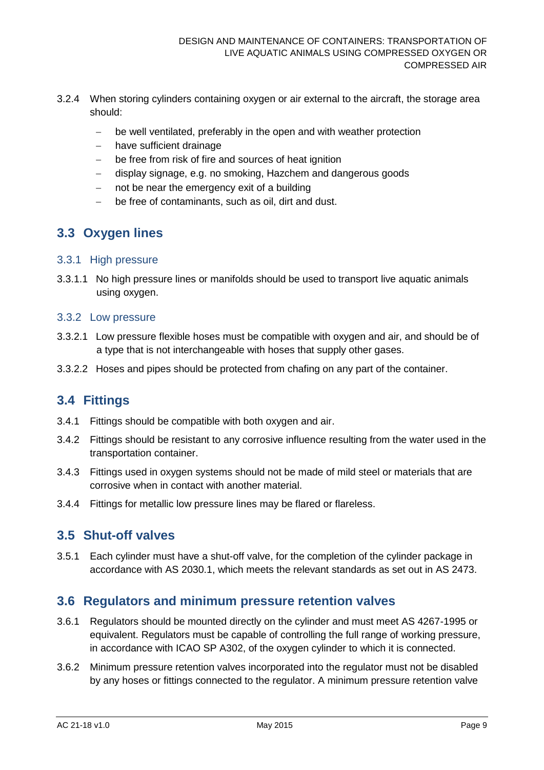3.2.4 When storing cylinders containing oxygen or air external to the aircraft, the storage area should:

- be well ventilated, preferably in the open and with weather protection
- have sufficient drainage
- be free from risk of fire and sources of heat ignition
- display signage, e.g. no smoking, Hazchem and dangerous goods
- not be near the emergency exit of a building
- be free of contaminants, such as oil, dirt and dust.

## 3.3 Oxygen lines

### 3.3.1 High pressure

3.3.1.1 No high pressure lines or manifolds should be used to transport live aquatic animals using oxygen.

### 3.3.2 Low pressure

3.3.2.1 Low pressure flexible hoses must be compatible with oxygen and air, and should be of a type that is not interchangeable with hoses that supply other gases.

3.3.2.2 Hoses and pipes should be protected from chafing on any part of the container.

## 3.4 Fittings

3.4.1 Fittings should be compatible with both oxygen and air.

3.4.2 Fittings should be resistant to any corrosive influence resulting from the water used in the transportation container.

3.4.3 Fittings used in oxygen systems should not be made of mild steel or materials that are corrosive when in contact with another material.

3.4.4 Fittings for metallic low pressure lines may be flared or flareless.

## 3.5 Shut-off valves

3.5.1 Each cylinder must have a shut-off valve, for the completion of the cylinder package in accordance with AS 2030.1, which meets the relevant standards as set out in AS 2473.

## 3.6 Regulators and minimum pressure retention valves

3.6.1 Regulators should be mounted directly on the cylinder and must meet AS 4267-1995 or equivalent. Regulators must be capable of controlling the full range of working pressure, in accordance with ICAO SP A302, of the oxygen cylinder to which it is connected.

3.6.2 Minimum pressure retention valves incorporated into the regulator must not be disabled by any hoses or fittings connected to the regulator. A minimum pressure retention valve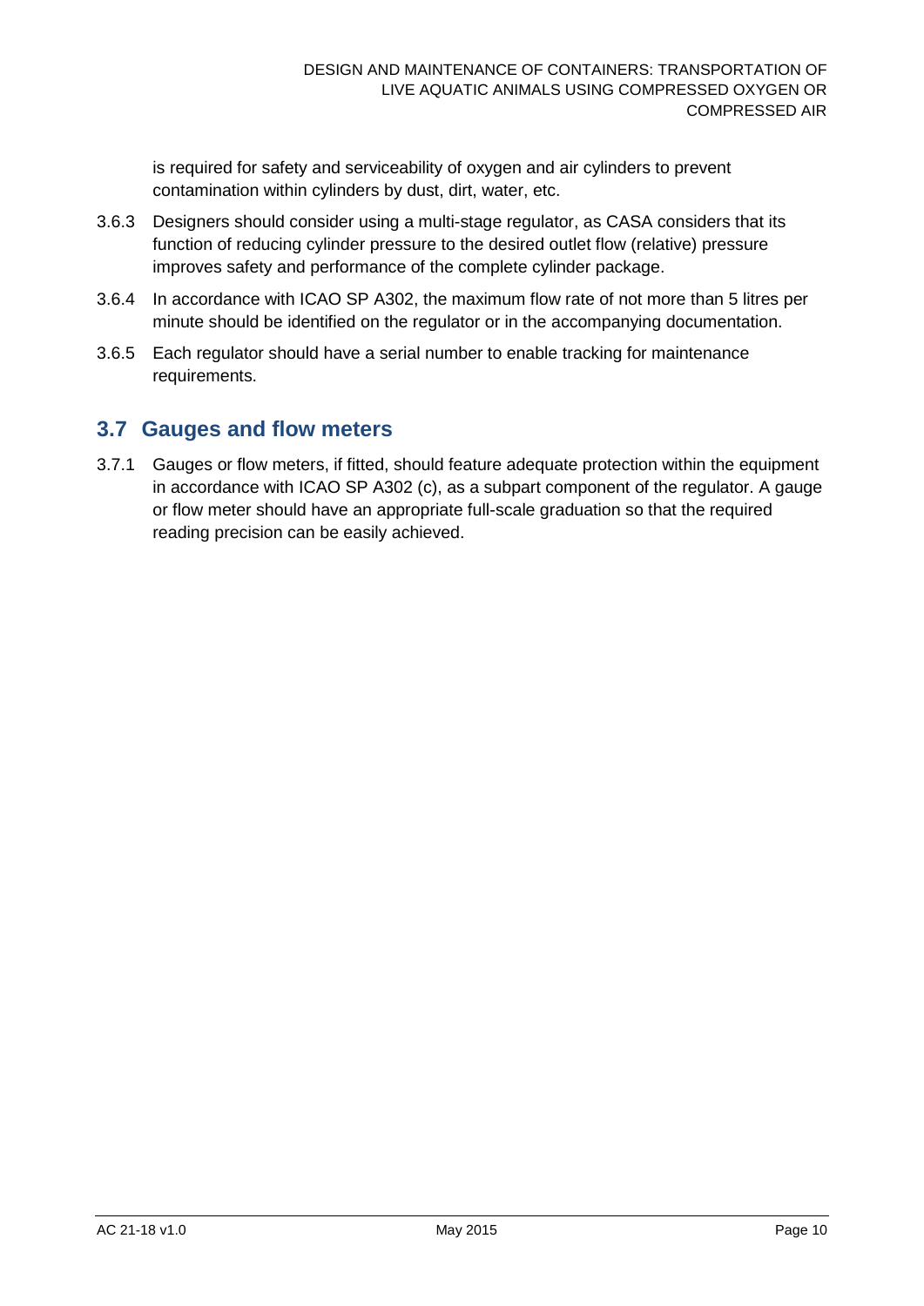is required for safety and serviceability of oxygen and air cylinders to prevent contamination within cylinders by dust, dirt, water, etc.

3.6.3 Designers should consider using a multi-stage regulator, as CASA considers that its function of reducing cylinder pressure to the desired outlet flow (relative) pressure improves safety and performance of the complete cylinder package.

3.6.4 In accordance with ICAO SP A302, the maximum flow rate of not more than 5 litres per minute should be identified on the regulator or in the accompanying documentation.

3.6.5 Each regulator should have a serial number to enable tracking for maintenance requirements.

## 3.7 Gauges and flow meters

3.7.1 Gauges or flow meters, if fitted, should feature adequate protection within the equipment in accordance with ICAO SP A302 (c), as a subpart component of the regulator. A gauge or flow meter should have an appropriate full-scale graduation so that the required reading precision can be easily achieved.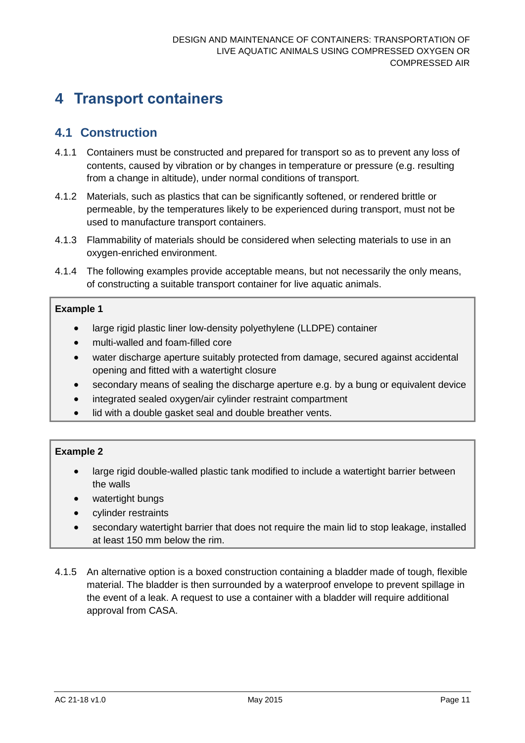# 4 Transport containers

## 4.1 Construction

4.1.1 Containers must be constructed and prepared for transport so as to prevent any loss of contents, caused by vibration or by changes in temperature or pressure (e.g. resulting from a change in altitude), under normal conditions of transport.

4.1.2 Materials, such as plastics that can be significantly softened, or rendered brittle or permeable, by the temperatures likely to be experienced during transport, must not be used to manufacture transport containers.

4.1.3 Flammability of materials should be considered when selecting materials to use in an oxygen-enriched environment.

4.1.4 The following examples provide acceptable means, but not necessarily the only means, of constructing a suitable transport container for live aquatic animals.

**Example 1**

- large rigid plastic liner low-density polyethylene (LLDPE) container
- multi-walled and foam-filled core
- water discharge aperture suitably protected from damage, secured against accidental opening and fitted with a watertight closure
- secondary means of sealing the discharge aperture e.g. by a bung or equivalent device
- integrated sealed oxygen/air cylinder restraint compartment
- lid with a double gasket seal and double breather vents.

**Example 2**

- large rigid double-walled plastic tank modified to include a watertight barrier between the walls
- watertight bungs
- cylinder restraints
- secondary watertight barrier that does not require the main lid to stop leakage, installed at least 150 mm below the rim.

4.1.5 An alternative option is a boxed construction containing a bladder made of tough, flexible material. The bladder is then surrounded by a waterproof envelope to prevent spillage in the event of a leak. A request to use a container with a bladder will require additional approval from CASA.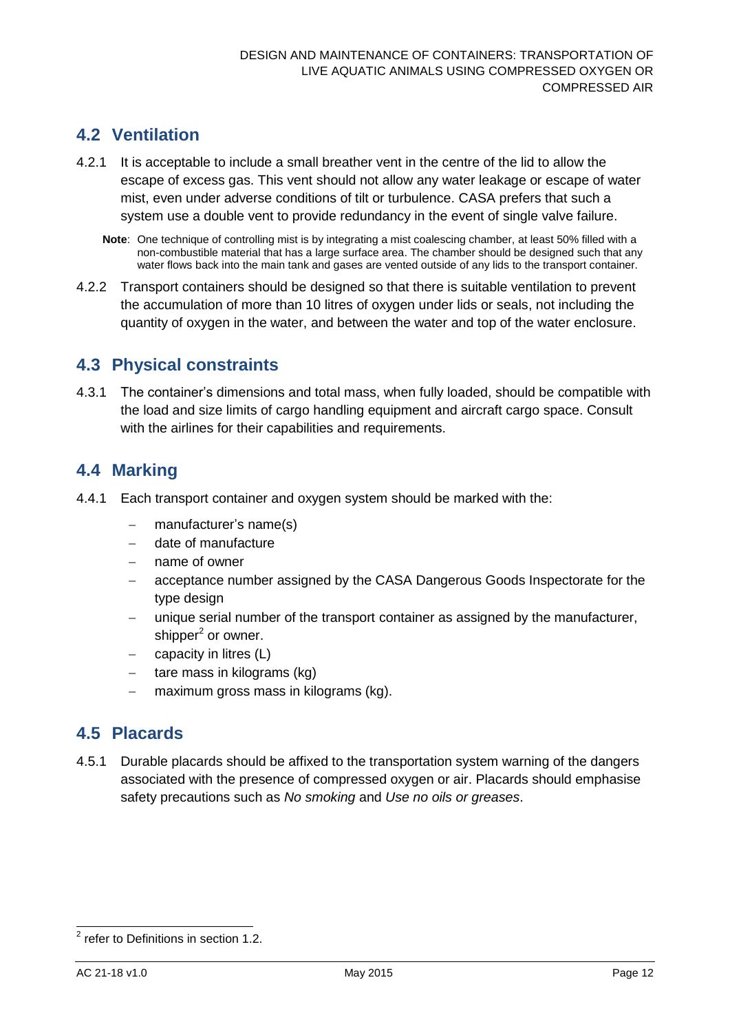## 4.2 Ventilation

4.2.1 It is acceptable to include a small breather vent in the centre of the lid to allow the escape of excess gas. This vent should not allow any water leakage or escape of water mist, even under adverse conditions of tilt or turbulence. CASA prefers that such a system use a double vent to provide redundancy in the event of single valve failure.

**Note**: One technique of controlling mist is by integrating a mist coalescing chamber, at least 50% filled with a non-combustible material that has a large surface area. The chamber should be designed such that any water flows back into the main tank and gases are vented outside of any lids to the transport container.

4.2.2 Transport containers should be designed so that there is suitable ventilation to prevent the accumulation of more than 10 litres of oxygen under lids or seals, not including the quantity of oxygen in the water, and between the water and top of the water enclosure.

## 4.3 Physical constraints

4.3.1 The container's dimensions and total mass, when fully loaded, should be compatible with the load and size limits of cargo handling equipment and aircraft cargo space. Consult with the airlines for their capabilities and requirements.

## 4.4 Marking

4.4.1 Each transport container and oxygen system should be marked with the:

- manufacturer's name(s)
- date of manufacture
- name of owner
- acceptance number assigned by the CASA Dangerous Goods Inspectorate for the type design
- unique serial number of the transport container as assigned by the manufacturer, shipper[2] or owner.
- capacity in litres (L)
- tare mass in kilograms (kg)
- maximum gross mass in kilograms (kg).

## 4.5 Placards

4.5.1 Durable placards should be affixed to the transportation system warning of the dangers associated with the presence of compressed oxygen or air. Placards should emphasise safety precautions such as *No smoking* and *Use no oils or greases*.

[2] refer to Definitions in section 1.2.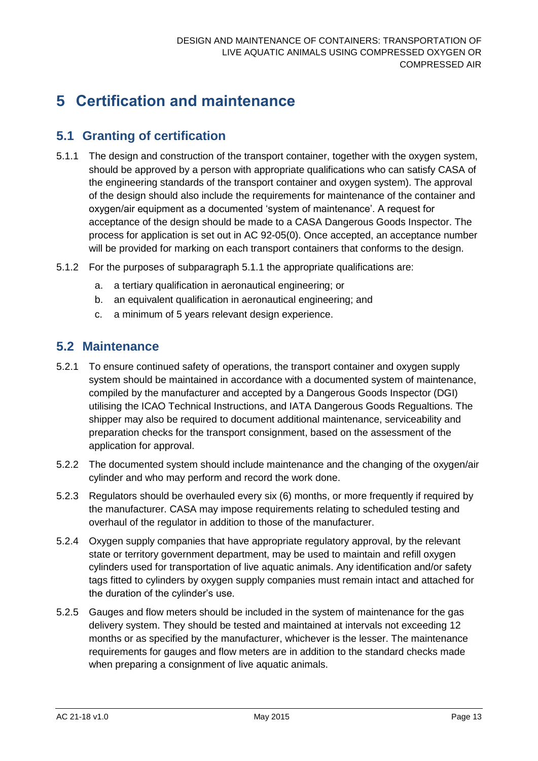# 5 Certification and maintenance

## 5.1 Granting of certification

5.1.1 The design and construction of the transport container, together with the oxygen system, should be approved by a person with appropriate qualifications who can satisfy CASA of the engineering standards of the transport container and oxygen system). The approval of the design should also include the requirements for maintenance of the container and oxygen/air equipment as a documented 'system of maintenance'. A request for acceptance of the design should be made to a CASA Dangerous Goods Inspector. The process for application is set out in AC 92-05(0). Once accepted, an acceptance number will be provided for marking on each transport containers that conforms to the design.

5.1.2 For the purposes of subparagraph 5.1.1 the appropriate qualifications are:

a. a tertiary qualification in aeronautical engineering; or
b. an equivalent qualification in aeronautical engineering; and
c. a minimum of 5 years relevant design experience.

## 5.2 Maintenance

5.2.1 To ensure continued safety of operations, the transport container and oxygen supply system should be maintained in accordance with a documented system of maintenance, compiled by the manufacturer and accepted by a Dangerous Goods Inspector (DGI) utilising the ICAO Technical Instructions, and IATA Dangerous Goods Regualtions. The shipper may also be required to document additional maintenance, serviceability and preparation checks for the transport consignment, based on the assessment of the application for approval.

5.2.2 The documented system should include maintenance and the changing of the oxygen/air cylinder and who may perform and record the work done.

5.2.3 Regulators should be overhauled every six (6) months, or more frequently if required by the manufacturer. CASA may impose requirements relating to scheduled testing and overhaul of the regulator in addition to those of the manufacturer.

5.2.4 Oxygen supply companies that have appropriate regulatory approval, by the relevant state or territory government department, may be used to maintain and refill oxygen cylinders used for transportation of live aquatic animals. Any identification and/or safety tags fitted to cylinders by oxygen supply companies must remain intact and attached for the duration of the cylinder's use.

5.2.5 Gauges and flow meters should be included in the system of maintenance for the gas delivery system. They should be tested and maintained at intervals not exceeding 12 months or as specified by the manufacturer, whichever is the lesser. The maintenance requirements for gauges and flow meters are in addition to the standard checks made when preparing a consignment of live aquatic animals.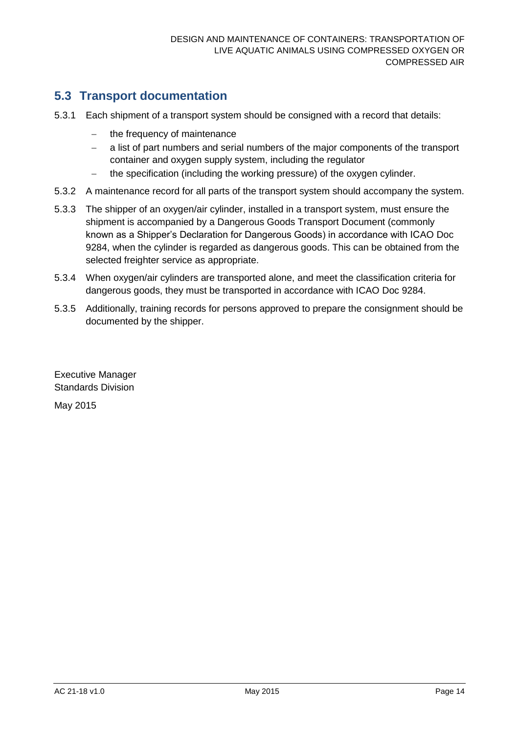## 5.3 Transport documentation

5.3.1 Each shipment of a transport system should be consigned with a record that details:

- the frequency of maintenance
- a list of part numbers and serial numbers of the major components of the transport container and oxygen supply system, including the regulator
- the specification (including the working pressure) of the oxygen cylinder.

5.3.2 A maintenance record for all parts of the transport system should accompany the system.

5.3.3 The shipper of an oxygen/air cylinder, installed in a transport system, must ensure the shipment is accompanied by a Dangerous Goods Transport Document (commonly known as a Shipper's Declaration for Dangerous Goods) in accordance with ICAO Doc 9284, when the cylinder is regarded as dangerous goods. This can be obtained from the selected freighter service as appropriate.

5.3.4 When oxygen/air cylinders are transported alone, and meet the classification criteria for dangerous goods, they must be transported in accordance with ICAO Doc 9284.

5.3.5 Additionally, training records for persons approved to prepare the consignment should be documented by the shipper.

Executive Manager
Standards Division

May 2015